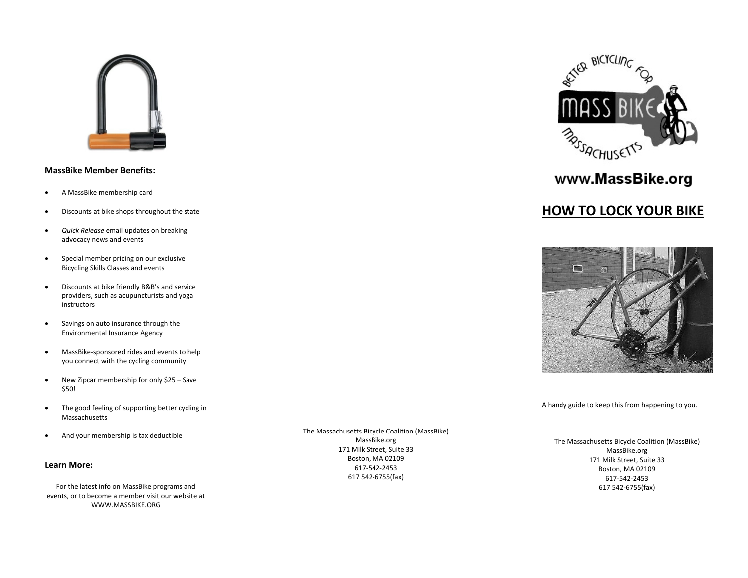**MassBike Member Benefits:**

- A MassBike membership card
- Discounts at bike shops throughout the state
- *Quick Release* email updates on breaking advocacy news and events
- Special member pricing on our exclusive Bicycling Skills Classes and events
- Discounts at bike friendly B&B's and service providers, such as acupuncturists and yoga instructors
- Savings on auto insurance through the Environmental Insurance Agency
- MassBike-sponsored rides and events to help you connect with the cycling community
- New Zipcar membership for only $25 – Save $50!
- The good feeling of supporting better cycling in Massachusetts
- And your membership is tax deductible

**Learn More:**

For the latest info on MassBike programs and events, or to become a member visit our website at WWW.MASSBIKE.ORG

The Massachusetts Bicycle Coalition (MassBike)
MassBike.org
171 Milk Street, Suite 33
Boston, MA 02109
617-542-2453
617 542-6755(fax)

BETTER BICYCLING FOR MASSACHUSETTS

MASS BIKE

**www.MassBike.org**

# HOW TO LOCK YOUR BIKE

A handy guide to keep this from happening to you.

The Massachusetts Bicycle Coalition (MassBike)
MassBike.org
171 Milk Street, Suite 33
Boston, MA 02109
617-542-2453
617 542-6755(fax)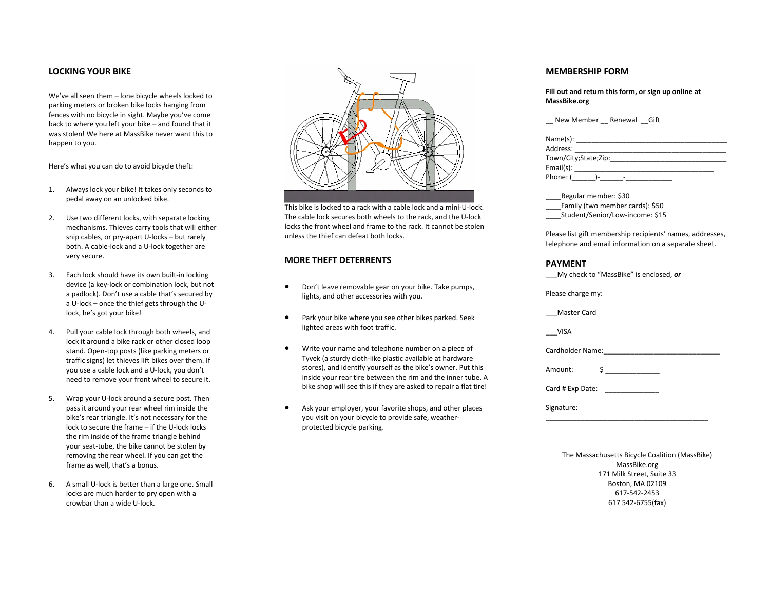## LOCKING YOUR BIKE

We've all seen them – lone bicycle wheels locked to parking meters or broken bike locks hanging from fences with no bicycle in sight. Maybe you've come back to where you left your bike – and found that it was stolen! We here at MassBike never want this to happen to you.

Here's what you can do to avoid bicycle theft:

1. Always lock your bike! It takes only seconds to pedal away on an unlocked bike.

2. Use two different locks, with separate locking mechanisms. Thieves carry tools that will either snip cables, or pry-apart U-locks – but rarely both. A cable-lock and a U-lock together are very secure.

3. Each lock should have its own built-in locking device (a key-lock or combination lock, but not a padlock). Don't use a cable that's secured by a U-lock – once the thief gets through the U-lock, he's got your bike!

4. Pull your cable lock through both wheels, and lock it around a bike rack or other closed loop stand. Open-top posts (like parking meters or traffic signs) let thieves lift bikes over them. If you use a cable lock and a U-lock, you don't need to remove your front wheel to secure it.

5. Wrap your U-lock around a secure post. Then pass it around your rear wheel rim inside the bike's rear triangle. It's not necessary for the lock to secure the frame – if the U-lock locks the rim inside of the frame triangle behind your seat-tube, the bike cannot be stolen by removing the rear wheel. If you can get the frame as well, that's a bonus.

6. A small U-lock is better than a large one. Small locks are much harder to pry open with a crowbar than a wide U-lock.

This bike is locked to a rack with a cable lock and a mini-U-lock. The cable lock secures both wheels to the rack, and the U-lock locks the front wheel and frame to the rack. It cannot be stolen unless the thief can defeat both locks.

## MORE THEFT DETERRENTS

- Don't leave removable gear on your bike. Take pumps, lights, and other accessories with you.

- Park your bike where you see other bikes parked. Seek lighted areas with foot traffic.

- Write your name and telephone number on a piece of Tyvek (a sturdy cloth-like plastic available at hardware stores), and identify yourself as the bike's owner. Put this inside your rear tire between the rim and the inner tube. A bike shop will see this if they are asked to repair a flat tire!

- Ask your employer, your favorite shops, and other places you visit on your bicycle to provide safe, weather-protected bicycle parking.

## MEMBERSHIP FORM

**Fill out and return this form, or sign up online at MassBike.org**

__ New Member __ Renewal __Gift

Name(s): ________________________________________
Address: ________________________________________
Town/City;State;Zip:______________________________
Email(s): _____________________________________
Phone: (______)-______-____________

____Regular member: $30
____Family (two member cards): $50
____Student/Senior/Low-income: $15

Please list gift membership recipients' names, addresses, telephone and email information on a separate sheet.

## PAYMENT

___My check to "MassBike" is enclosed, ***or***

Please charge my:

___Master Card

___VISA

Cardholder Name:______________________________

Amount: $ ______________

Card # Exp Date: ______________

Signature:
__________________________________________

The Massachusetts Bicycle Coalition (MassBike)
MassBike.org
171 Milk Street, Suite 33
Boston, MA 02109
617-542-2453
617 542-6755(fax)